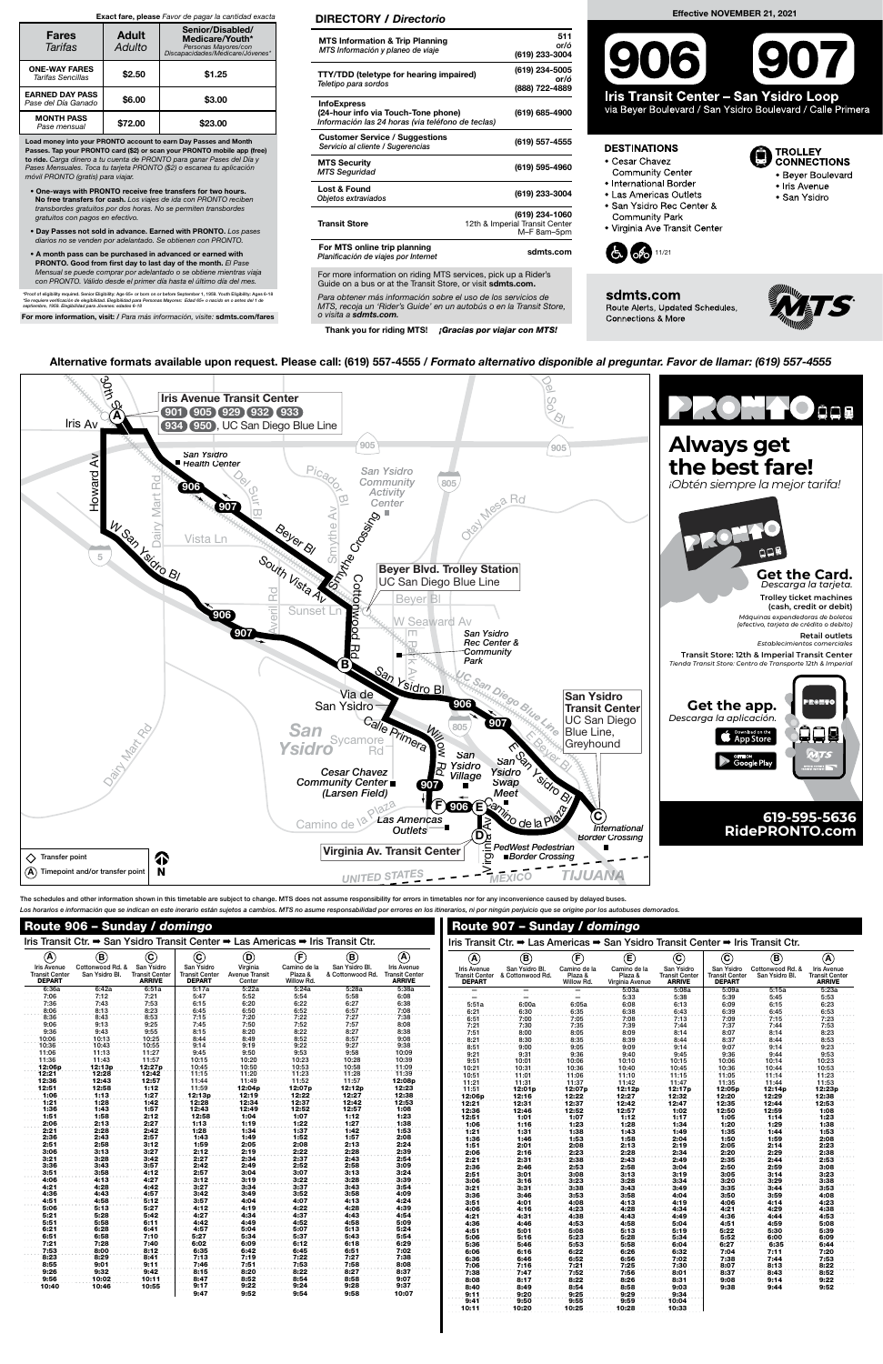**Exact fare, please** *Favor de pagar la cantidad exacta*

| Fares *Tarifas* | Adult *Adulto* | Senior/Disabled/ Medicare/Youth* *Personas Mayores/con Discapacidades/Medicare/Jóvenes** |
|---|---|---|
| **ONE-WAY FARES** *Tarifas Sencillas* | $2.50 | $1.25 |
| **EARNED DAY PASS** *Pase del Día Ganado* | $6.00 | $3.00 |
| **MONTH PASS** *Pase mensual* | $72.00 | $23.00 |

**Load money into your PRONTO account to earn Day Passes and Month Passes. Tap your PRONTO card ($2) or scan your PRONTO mobile app (free) to ride.** *Carga dinero a tu cuenta de PRONTO para ganar Pases del Día y Pases Mensuales. Toca tu tarjeta PRONTO ($2) o escanea tu aplicación móvil PRONTO (gratis) para viajar.*

- **One-ways with PRONTO receive free transfers for two hours. No free transfers for cash.** *Los viajes de ida con PRONTO reciben transbordes gratuitos por dos horas. No se permiten transbordes gratuitos con pagos en efectivo.*
- **Day Passes not sold in advance. Earned with PRONTO.** *Los pases diarios no se venden por adelantado. Se obtienen con PRONTO.*
- **A month pass can be purchased in advance or earned with PRONTO. Good from first day to last day of the month.** *El Pase Mensual se puede comprar por adelantado o se obtiene mientras viaja con PRONTO. Válido desde el primer día hasta el último día del mes.*

*Proof of eligibility required. Senior Eligibility: Age 65+ or born on or before September 1, 1959. Youth Eligibility: Ages 6-18
*Se requiere verificación de elegibilidad. Elegibilidad para Personas Mayores: Edad 65+ o nacido en o antes del 1 de septiembre, 1959. Elegibilidad para Jóvenes: edades 6-18

**For more information, visit:** / *Para más información, visite:* **sdmts.com/fares**

## DIRECTORY / *Directorio*

| | |
|---|---|
| **MTS Information & Trip Planning** *MTS Información y planeo de viaje* | 511 or/ó (619) 233-3004 |
| **TTY/TDD (teletype for hearing impaired)** *Teletipo para sordos* | (619) 234-5005 or/ó (888) 722-4889 |
| **InfoExpress (24-hour info via Touch-Tone phone)** *Información las 24 horas (via teléfono de teclas)* | (619) 685-4900 |
| **Customer Service / Suggestions** *Servicio al cliente / Sugerencias* | (619) 557-4555 |
| **MTS Security** *MTS Seguridad* | (619) 595-4960 |
| **Lost & Found** *Objetos extraviados* | (619) 233-3004 |
| **Transit Store** | (619) 234-1060 12th & Imperial Transit Center M–F 8am–5pm |
| **For MTS online trip planning** *Planificación de viajes por Internet* | **sdmts.com** |

For more information on riding MTS services, pick up a Rider's Guide on a bus or at the Transit Store, or visit **sdmts.com.**

*Para obtener más información sobre el uso de los servicios de MTS, recoja un 'Rider's Guide' en un autobús o en la Transit Store, o visita a* **sdmts.com.**

**Thank you for riding MTS!** ***¡Gracias por viajar con MTS!***

**Effective NOVEMBER 21, 2021**

# 906 907

## Iris Transit Center – San Ysidro Loop

via Beyer Boulevard / San Ysidro Boulevard / Calle Primera

### DESTINATIONS
- Cesar Chavez Community Center
- International Border
- Las Americas Outlets
- San Ysidro Rec Center & Community Park
- Virginia Ave Transit Center

### TROLLEY CONNECTIONS
- Beyer Boulevard
- Iris Avenue
- San Ysidro

11/21

**sdmts.com**
Route Alerts, Updated Schedules, Connections & More

**Alternative formats available upon request. Please call: (619) 557-4555 /** ***Formato alternativo disponible al preguntar. Favor de llamar: (619) 557-4555***

Iris Avenue Transit Center — 901 905 929 932 933 934 950, UC San Diego Blue Line

Beyer Blvd. Trolley Station — UC San Diego Blue Line

San Ysidro Transit Center — UC San Diego Blue Line, Greyhound

Virginia Av. Transit Center

◇ Transfer point
Ⓐ Timepoint and/or transfer point

# PRONTO

## Always get the best fare!
*¡Obtén siempre la mejor tarifa!*

**Get the Card.**
*Descarga la tarjeta.*

Trolley ticket machines (cash, credit or debit)
*Máquinas expendedoras de boletos (efectivo, tarjeta de crédito o debito)*

Retail outlets
*Establecimientos comerciales*

Transit Store: 12th & Imperial Transit Center
*Tienda Transit Store: Centro de Transporte 12th & Imperial*

**Get the app.**
*Descarga la aplicación.*

Download on the App Store
GET IT ON Google Play

**619-595-5636**
**RidePRONTO.com**

The schedules and other information shown in this timetable are subject to change. MTS does not assume responsibility for errors in timetables nor for any inconvenience caused by delayed buses.
*Los horarios e información que se indican en este inerario están sujetos a cambios. MTS no asume responsabilidad por errores en los itinerarios, ni por ningún perjuicio que se origine por los autobuses demorados.*

## Route 906 – Sunday / *domingo*

Iris Transit Ctr. ➡ San Ysidro Transit Center ➡ Las Americas ➡ Iris Transit Ctr.

| Ⓐ Iris Avenue Transit Center DEPART | Ⓑ Cottonwood Rd. & San Ysidro Bl. | Ⓒ San Ysidro Transit Center ARRIVE | Ⓒ San Ysidro Transit Center DEPART | Ⓓ Virginia Avenue Transit Center | Ⓕ Camino de la Plaza & Willow Rd. | Ⓑ San Ysidro Bl. & Cottonwood Rd. | Ⓐ Iris Avenue Transit Center ARRIVE |
|---|---|---|---|---|---|---|---|
| 6:36a | 6:42a | 6:51a | 5:17a | 5:22a | 5:24a | 5:28a | 5:38a |
| 7:06 | 7:12 | 7:21 | 5:47 | 5:52 | 5:54 | 5:58 | 6:08 |
| 7:36 | 7:43 | 7:53 | 6:15 | 6:20 | 6:22 | 6:27 | 6:38 |
| 8:06 | 8:13 | 8:23 | 6:45 | 6:50 | 6:52 | 6:57 | 7:08 |
| 8:36 | 8:43 | 8:53 | 7:15 | 7:20 | 7:22 | 7:27 | 7:38 |
| 9:06 | 9:13 | 9:25 | 7:45 | 7:50 | 7:52 | 7:57 | 8:08 |
| 9:36 | 9:43 | 9:55 | 8:15 | 8:20 | 8:22 | 8:27 | 8:38 |
| 10:06 | 10:13 | 10:25 | 8:44 | 8:49 | 8:52 | 8:57 | 9:08 |
| 10:36 | 10:43 | 10:55 | 9:14 | 9:19 | 9:22 | 9:27 | 9:38 |
| 11:06 | 11:13 | 11:27 | 9:45 | 9:50 | 9:53 | 9:58 | 10:09 |
| 11:36 | 11:43 | 11:57 | 10:15 | 10:20 | 10:23 | 10:28 | 10:39 |
| 12:06p | 12:13p | 12:27p | 10:45 | 10:50 | 10:53 | 10:58 | 11:09 |
| 12:21 | 12:28 | 12:42 | 11:15 | 11:20 | 11:23 | 11:28 | 11:39 |
| 12:36 | 12:43 | 12:57 | 11:44 | 11:49 | 11:52 | 11:57 | 12:08p |
| 12:51 | 12:58 | 1:12 | 11:59 | 12:04p | 12:07p | 12:12p | 12:23 |
| 1:06 | 1:13 | 1:27 | 12:13p | 12:19 | 12:22 | 12:27 | 12:38 |
| 1:21 | 1:28 | 1:42 | 12:28 | 12:34 | 12:37 | 12:42 | 12:53 |
| 1:36 | 1:43 | 1:57 | 12:43 | 12:49 | 12:52 | 12:57 | 1:08 |
| 1:51 | 1:58 | 2:12 | 12:58 | 1:04 | 1:07 | 1:12 | 1:23 |
| 2:06 | 2:13 | 2:27 | 1:13 | 1:19 | 1:22 | 1:27 | 1:38 |
| 2:21 | 2:28 | 2:42 | 1:28 | 1:34 | 1:37 | 1:42 | 1:53 |
| 2:36 | 2:43 | 2:57 | 1:43 | 1:49 | 1:52 | 1:57 | 2:08 |
| 2:51 | 2:58 | 3:12 | 1:59 | 2:05 | 2:08 | 2:13 | 2:24 |
| 3:06 | 3:13 | 3:27 | 2:12 | 2:19 | 2:22 | 2:28 | 2:39 |
| 3:21 | 3:28 | 3:42 | 2:27 | 2:34 | 2:37 | 2:43 | 2:54 |
| 3:36 | 3:43 | 3:57 | 2:42 | 2:49 | 2:52 | 2:58 | 3:09 |
| 3:51 | 3:58 | 4:12 | 2:57 | 3:04 | 3:07 | 3:13 | 3:24 |
| 4:06 | 4:13 | 4:27 | 3:12 | 3:19 | 3:22 | 3:28 | 3:39 |
| 4:21 | 4:28 | 4:42 | 3:27 | 3:34 | 3:37 | 3:43 | 3:54 |
| 4:36 | 4:43 | 4:57 | 3:42 | 3:49 | 3:52 | 3:58 | 4:09 |
| 4:51 | 4:58 | 5:12 | 3:57 | 4:04 | 4:07 | 4:13 | 4:24 |
| 5:06 | 5:13 | 5:27 | 4:12 | 4:19 | 4:22 | 4:28 | 4:39 |
| 5:21 | 5:28 | 5:42 | 4:27 | 4:34 | 4:37 | 4:43 | 4:54 |
| 5:51 | 5:58 | 6:11 | 4:42 | 4:49 | 4:52 | 4:58 | 5:09 |
| 6:21 | 6:28 | 6:41 | 4:57 | 5:04 | 5:07 | 5:13 | 5:24 |
| 6:51 | 6:58 | 7:10 | 5:27 | 5:34 | 5:37 | 5:43 | 5:54 |
| 7:21 | 7:28 | 7:40 | 6:02 | 6:09 | 6:12 | 6:18 | 6:29 |
| 7:53 | 8:00 | 8:12 | 6:35 | 6:42 | 6:45 | 6:51 | 7:02 |
| 8:23 | 8:29 | 8:41 | 7:13 | 7:19 | 7:22 | 7:27 | 7:38 |
| 8:55 | 9:01 | 9:11 | 7:46 | 7:51 | 7:53 | 7:58 | 8:08 |
| 9:26 | 9:32 | 9:42 | 8:15 | 8:20 | 8:22 | 8:26 | 8:36 |
| 9:56 | 10:02 | 10:11 | 8:47 | 8:52 | 8:54 | 8:58 | 9:07 |
| 10:40 | 10:46 | 10:55 | 9:17 | 9:22 | 9:24 | 9:28 | 9:37 |
| | | | 9:47 | 9:52 | 9:54 | 9:58 | 10:07 |

## Route 907 – Sunday / *domingo*

Iris Transit Ctr. ➡ Las Americas ➡ San Ysidro Transit Center ➡ Iris Transit Ctr.

| Ⓐ Iris Avenue Transit Center DEPART | Ⓑ San Ysidro Bl. & Cottonwood Rd. | Ⓕ Camino de la Plaza & Willow Rd. | Ⓔ Camino de la Plaza & Virginia Avenue | Ⓒ San Ysidro Transit Center ARRIVE | Ⓒ San Ysidro Transit Center DEPART | Ⓑ Cottonwood Rd. & San Ysidro Bl. | Ⓐ Iris Avenue Transit Center ARRIVE |
|---|---|---|---|---|---|---|---|
| — | — | — | 5:03a | 5:08a | 5:09a | 5:15a | 5:23a |
| — | — | — | 5:33 | 5:38 | 5:39 | 5:45 | 5:53 |
| 5:51a | 6:00a | 6:05a | 6:08 | 6:13 | 6:09 | 6:15 | 6:23 |
| 6:21 | 6:30 | 6:35 | 6:38 | 6:43 | 6:39 | 6:45 | 6:53 |
| 6:51 | 7:00 | 7:05 | 7:08 | 7:13 | 7:09 | 7:15 | 7:23 |
| 7:21 | 7:30 | 7:35 | 7:39 | 7:44 | 7:37 | 7:44 | 7:53 |
| 7:51 | 8:00 | 8:05 | 8:09 | 8:14 | 8:07 | 8:14 | 8:23 |
| 8:21 | 8:30 | 8:35 | 8:39 | 8:44 | 8:37 | 8:44 | 8:53 |
| 8:51 | 9:00 | 9:05 | 9:09 | 9:14 | 9:07 | 9:14 | 9:23 |
| 9:21 | 9:31 | 9:36 | 9:40 | 9:45 | 9:36 | 9:44 | 9:53 |
| 9:51 | 10:01 | 10:06 | 10:10 | 10:15 | 10:06 | 10:14 | 10:23 |
| 10:21 | 10:31 | 10:36 | 10:40 | 10:45 | 10:36 | 10:44 | 10:53 |
| 10:51 | 11:01 | 11:06 | 11:10 | 11:15 | 11:05 | 11:14 | 11:23 |
| 11:21 | 11:31 | 11:37 | 11:42 | 11:47 | 11:35 | 11:44 | 11:53 |
| 11:51 | 12:01p | 12:07p | 12:12p | 12:17p | 12:05p | 12:14p | 12:23p |
| 12:06p | 12:16 | 12:22 | 12:27 | 12:32 | 12:20 | 12:29 | 12:38 |
| 12:21 | 12:31 | 12:37 | 12:42 | 12:47 | 12:35 | 12:44 | 12:53 |
| 12:36 | 12:46 | 12:52 | 12:57 | 1:02 | 12:50 | 12:59 | 1:08 |
| 12:51 | 1:01 | 1:07 | 1:12 | 1:17 | 1:05 | 1:14 | 1:23 |
| 1:06 | 1:16 | 1:23 | 1:28 | 1:34 | 1:20 | 1:29 | 1:38 |
| 1:21 | 1:31 | 1:38 | 1:43 | 1:49 | 1:35 | 1:44 | 1:53 |
| 1:36 | 1:46 | 1:53 | 1:58 | 2:04 | 1:50 | 1:59 | 2:08 |
| 1:51 | 2:01 | 2:08 | 2:13 | 2:19 | 2:05 | 2:14 | 2:23 |
| 2:06 | 2:16 | 2:23 | 2:28 | 2:34 | 2:20 | 2:29 | 2:38 |
| 2:21 | 2:31 | 2:38 | 2:43 | 2:49 | 2:35 | 2:44 | 2:53 |
| 2:36 | 2:46 | 2:53 | 2:58 | 3:04 | 2:50 | 2:59 | 3:08 |
| 2:51 | 3:01 | 3:08 | 3:13 | 3:19 | 3:05 | 3:14 | 3:23 |
| 3:06 | 3:16 | 3:23 | 3:28 | 3:34 | 3:20 | 3:29 | 3:38 |
| 3:21 | 3:31 | 3:38 | 3:43 | 3:49 | 3:35 | 3:44 | 3:53 |
| 3:36 | 3:46 | 3:53 | 3:58 | 4:04 | 3:50 | 3:59 | 4:08 |
| 3:51 | 4:01 | 4:08 | 4:13 | 4:19 | 4:06 | 4:14 | 4:23 |
| 4:06 | 4:16 | 4:23 | 4:28 | 4:34 | 4:21 | 4:29 | 4:38 |
| 4:21 | 4:31 | 4:38 | 4:43 | 4:49 | 4:36 | 4:44 | 4:53 |
| 4:36 | 4:46 | 4:53 | 4:58 | 5:04 | 4:51 | 4:59 | 5:08 |
| 4:51 | 5:01 | 5:08 | 5:13 | 5:19 | 5:22 | 5:30 | 5:39 |
| 5:06 | 5:16 | 5:23 | 5:28 | 5:34 | 5:52 | 6:00 | 6:09 |
| 5:36 | 5:46 | 5:53 | 5:58 | 6:04 | 6:27 | 6:35 | 6:44 |
| 6:06 | 6:16 | 6:22 | 6:26 | 6:32 | 7:04 | 7:11 | 7:20 |
| 6:36 | 6:46 | 6:52 | 6:56 | 7:02 | 7:38 | 7:44 | 7:53 |
| 7:06 | 7:16 | 7:21 | 7:25 | 7:30 | 8:07 | 8:13 | 8:22 |
| 7:38 | 7:47 | 7:52 | 7:56 | 8:01 | 8:37 | 8:43 | 8:52 |
| 8:08 | 8:17 | 8:22 | 8:26 | 8:31 | 9:08 | 9:14 | 9:22 |
| 8:40 | 8:49 | 8:54 | 8:58 | 9:03 | 9:38 | 9:44 | 9:52 |
| 9:11 | 9:20 | 9:25 | 9:29 | 9:34 | | | |
| 9:41 | 9:50 | 9:55 | 9:59 | 10:04 | | | |
| 10:11 | 10:20 | 10:25 | 10:28 | 10:33 | | | |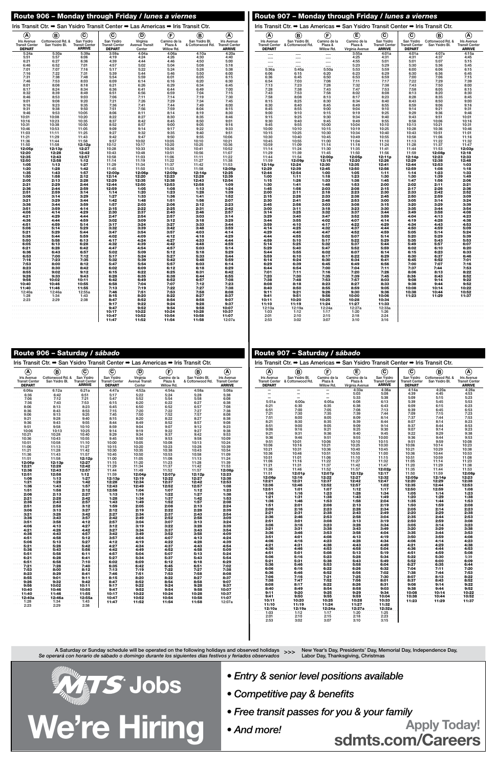## Route 906 – Monday through Friday / *lunes a viernes*

Iris Transit Ctr. ➡ San Ysidro Transit Center ➡ Las Americas ➡ Iris Transit Ctr.

| (A) Iris Avenue Transit Center **DEPART** | (B) Cottonwood Rd. & San Ysidro Bl. | (C) San Ysidro Transit Center **ARRIVE** | (C) San Ysidro Transit Center **DEPART** | (D) Virginia Avenue Transit Center | (F) Camino de la Plaza & Willow Rd. | (B) San Ysidro Bl. & Cottonwood Rd. | (A) Iris Avenue Transit Center **ARRIVE** |
|---|---|---|---|---|---|---|---|
| 5:24a | 5:30a | 5:39a | 3:59a | 4:04a | 4:06a | 4:10a | 4:20a |
| 5:51 | 5:57 | 6:06 | 4:19 | 4:24 | 4:26 | 4:30 | 4:40 |
| 6:21 | 6:27 | 6:36 | 4:39 | 4:44 | 4:46 | 4:50 | 5:00 |
| 6:46 | 6:52 | 7:01 | 4:57 | 5:02 | 5:04 | 5:08 | 5:18 |
| 7:01 | 7:07 | 7:16 | 5:17 | 5:22 | 5:24 | 5:28 | 5:38 |
| 7:16 | 7:22 | 7:31 | 5:39 | 5:44 | 5:46 | 5:50 | 6:00 |
| 7:31 | 7:38 | 7:48 | 5:54 | 5:59 | 6:01 | 6:05 | 6:15 |
| 7:46 | 7:53 | 8:03 | 6:09 | 6:14 | 6:16 | 6:20 | 6:30 |
| 8:01 | 8:08 | 8:18 | 6:21 | 6:26 | 6:29 | 6:34 | 6:45 |
| 8:17 | 8:24 | 8:34 | 6:36 | 6:41 | 6:44 | 6:49 | 7:00 |
| 8:31 | 8:39 | 8:49 | 6:51 | 6:56 | 6:59 | 7:04 | 7:15 |
| 8:46 | 8:53 | 9:03 | 7:06 | 7:11 | 7:14 | 7:19 | 7:30 |
| 9:01 | 9:08 | 9:20 | 7:21 | 7:26 | 7:29 | 7:34 | 7:45 |
| 9:16 | 9:23 | 9:35 | 7:36 | 7:41 | 7:44 | 7:49 | 8:00 |
| 9:31 | 9:38 | 9:50 | 7:51 | 7:56 | 7:59 | 8:04 | 8:15 |
| 9:46 | 9:53 | 10:05 | 8:06 | 8:11 | 8:14 | 8:19 | 8:30 |
| 10:01 | 10:08 | 10:20 | 8:22 | 8:27 | 8:30 | 8:35 | 8:46 |
| 10:16 | 10:23 | 10:35 | 8:37 | 8:42 | 8:45 | 8:50 | 9:01 |
| 10:31 | 10:38 | 10:50 | 8:52 | 8:57 | 9:00 | 9:05 | 9:16 |
| 10:46 | 10:53 | 11:05 | 9:09 | 9:14 | 9:17 | 9:22 | 9:33 |
| 11:03 | 11:11 | 11:25 | 9:27 | 9:32 | 9:35 | 9:40 | 9:51 |
| 11:21 | 11:29 | 11:43 | 9:42 | 9:47 | 9:50 | 9:55 | 10:06 |
| 11:36 | 11:44 | 11:58 | 9:57 | 10:02 | 10:05 | 10:10 | 10:21 |
| 11:50 | 11:58 | **12:12p** | 10:12 | 10:17 | 10:20 | 10:25 | 10:36 |
| **12:05p** | **12:13p** | **12:27** | 10:28 | 10:33 | 10:36 | 10:41 | 10:52 |
| **12:20** | **12:28** | **12:42** | 10:43 | 10:48 | 10:51 | 10:56 | 11:07 |
| **12:35** | **12:43** | **12:57** | 10:58 | 11:03 | 11:06 | 11:11 | 11:22 |
| **12:50** | **12:58** | **1:12** | 11:14 | 11:19 | 11:22 | 11:27 | 11:38 |
| **1:05** | **1:13** | **1:27** | 11:29 | 11:34 | 11:37 | 11:42 | 11:53 |
| **1:20** | **1:28** | **1:42** | 11:45 | 11:50 | 11:53 | 11:58 | **12:09p** |
| **1:35** | **1:43** | **1:57** | **12:00p** | **12:06p** | **12:09p** | **12:14p** | **12:25** |
| **1:50** | **1:58** | **2:12** | **12:14** | **12:20** | **12:23** | **12:28** | **12:39** |
| **2:05** | **2:13** | **2:28** | **12:29** | **12:35** | **12:38** | **12:43** | **12:54** |
| **2:21** | **2:29** | **2:44** | **12:44** | **12:50** | **12:53** | **12:58** | **1:09** |
| **2:36** | **2:44** | **2:59** | **12:59** | **1:05** | **1:08** | **1:13** | **1:24** |
| **2:51** | **2:59** | **3:14** | **1:14** | **1:20** | **1:23** | **1:28** | **1:39** |
| **3:06** | **3:14** | **3:29** | **1:27** | **1:33** | **1:36** | **1:41** | **1:52** |
| **3:21** | **3:29** | **3:44** | **1:42** | **1:48** | **1:51** | **1:56** | **2:07** |
| **3:36** | **3:44** | **3:59** | **1:57** | **2:03** | **2:06** | **2:12** | **2:23** |
| **3:51** | **3:59** | **4:14** | **2:15** | **2:22** | **2:25** | **2:31** | **2:42** |
| **4:06** | **4:14** | **4:29** | **2:30** | **2:37** | **2:40** | **2:46** | **2:57** |
| **4:21** | **4:29** | **4:44** | **2:47** | **2:54** | **2:57** | **3:03** | **3:14** |
| **4:36** | **4:44** | **4:59** | **3:02** | **3:09** | **3:12** | **3:18** | **3:29** |
| **4:51** | **4:59** | **5:14** | **3:17** | **3:24** | **3:27** | **3:33** | **3:44** |
| **5:06** | **5:14** | **5:29** | **3:32** | **3:39** | **3:42** | **3:48** | **3:59** |
| **5:21** | **5:29** | **5:44** | **3:47** | **3:54** | **3:57** | **4:03** | **4:14** |
| **5:36** | **5:44** | **5:59** | **4:02** | **4:09** | **4:12** | **4:18** | **4:29** |
| **5:50** | **5:58** | **6:13** | **4:17** | **4:24** | **4:27** | **4:33** | **4:44** |
| **6:05** | **6:13** | **6:28** | **4:32** | **4:39** | **4:42** | **4:48** | **4:59** |
| **6:21** | **6:28** | **6:42** | **4:47** | **4:54** | **4:57** | **5:03** | **5:14** |
| **6:36** | **6:43** | **6:57** | **5:02** | **5:09** | **5:12** | **5:18** | **5:29** |
| **6:53** | **7:00** | **7:12** | **5:17** | **5:24** | **5:27** | **5:33** | **5:44** |
| **7:16** | **7:23** | **7:35** | **5:32** | **5:39** | **5:42** | **5:48** | **5:59** |
| **7:53** | **8:00** | **8:12** | **5:47** | **5:54** | **5:57** | **6:03** | **6:14** |
| **8:23** | **8:30** | **8:42** | **6:02** | **6:09** | **6:12** | **6:18** | **6:29** |
| **8:55** | **9:02** | **9:12** | **6:15** | **6:22** | **6:25** | **6:31** | **6:42** |
| **9:26** | **9:33** | **9:43** | **6:28** | **6:35** | **6:38** | **6:44** | **6:55** |
| **9:56** | **10:02** | **10:11** | **6:42** | **6:49** | **6:52** | **6:57** | **7:08** |
| **10:40** | **10:46** | **10:55** | **6:58** | **7:04** | **7:07** | **7:12** | **7:23** |
| **11:40** | **11:46** | **11:55** | **7:13** | **7:19** | **7:22** | **7:27** | **7:38** |
| 12:40a | 12:46a | 12:55a | **7:46** | **7:51** | **7:53** | **7:58** | **8:08** |
| 1:28 | 1:34 | 1:43 | **8:15** | **8:20** | **8:22** | **8:27** | **8:37** |
| 2:23 | 2:29 | 2:38 | **8:47** | **8:52** | **8:54** | **8:58** | **9:07** |
| | | | **9:17** | **9:22** | **9:24** | **9:28** | **9:37** |
| | | | **9:47** | **9:52** | **9:54** | **9:58** | **10:07** |
| | | | **10:17** | **10:22** | **10:24** | **10:28** | **10:37** |
| | | | **10:47** | **10:52** | **10:54** | **10:58** | **11:07** |
| | | | **11:47** | **11:52** | **11:54** | **11:58** | 12:07a |

## Route 907 – Monday through Friday / *lunes a viernes*

Iris Transit Ctr. ➡ Las Americas ➡ San Ysidro Transit Center ➡ Iris Transit Ctr.

| (A) Iris Avenue Transit Center **DEPART** | (B) San Ysidro Bl. & Cottonwood Rd. | (F) Camino de la Plaza & Willow Rd. | (E) Camino de la Plaza & Virginia Avenue | (C) San Ysidro Transit Center **ARRIVE** | (C) San Ysidro Transit Center **DEPART** | (B) Cottonwood Rd. & San Ysidro Bl. | (A) Iris Avenue Transit Center **ARRIVE** |
|---|---|---|---|---|---|---|---|
| ..... | ..... | ..... | 3:55a | 4:01a | 4:01a | 4:07a | 4:15a |
| ..... | ..... | ..... | 4:25 | 4:31 | 4:31 | 4:37 | 4:45 |
| ..... | ..... | ..... | 4:55 | 5:01 | 5:01 | 5:07 | 5:15 |
| ..... | ..... | ..... | 5:23 | 5:29 | 5:30 | 5:36 | 5:45 |
| 5:36a | 5:45a | 5:50a | 5:53 | 5:59 | 6:00 | 6:06 | 6:15 |
| 6:06 | 6:15 | 6:20 | 6:23 | 6:29 | 6:30 | 6:36 | 6:45 |
| 6:36 | 6:45 | 6:50 | 6:53 | 6:59 | 7:00 | 7:06 | 7:15 |
| 6:54 | 7:03 | 7:08 | 7:11 | 7:17 | 7:22 | 7:29 | 7:39 |
| 7:13 | 7:23 | 7:28 | 7:32 | 7:38 | 7:43 | 7:50 | 8:00 |
| 7:28 | 7:38 | 7:43 | 7:47 | 7:53 | 7:58 | 8:05 | 8:15 |
| 7:43 | 7:53 | 7:58 | 8:02 | 8:08 | 8:13 | 8:20 | 8:30 |
| 7:58 | 8:08 | 8:13 | 8:17 | 8:23 | 8:28 | 8:35 | 8:45 |
| 8:15 | 8:25 | 8:30 | 8:34 | 8:40 | 8:43 | 8:50 | 9:00 |
| 8:30 | 8:40 | 8:45 | 8:49 | 8:55 | 8:59 | 9:06 | 9:16 |
| 8:45 | 8:55 | 9:00 | 9:04 | 9:10 | 9:14 | 9:21 | 9:31 |
| 9:00 | 9:10 | 9:15 | 9:19 | 9:25 | 9:29 | 9:36 | 9:46 |
| 9:15 | 9:25 | 9:30 | 9:34 | 9:40 | 9:43 | 9:51 | 10:01 |
| 9:30 | 9:40 | 9:45 | 9:49 | 9:55 | 9:58 | 10:06 | 10:16 |
| 9:45 | 9:55 | 10:00 | 10:04 | 10:10 | 10:13 | 10:21 | 10:31 |
| 10:00 | 10:10 | 10:15 | 10:19 | 10:25 | 10:28 | 10:36 | 10:46 |
| 10:15 | 10:25 | 10:30 | 10:34 | 10:40 | 10:43 | 10:51 | 11:01 |
| 10:30 | 10:40 | 10:45 | 10:49 | 10:55 | 10:58 | 11:06 | 11:16 |
| 10:45 | 10:55 | 11:00 | 11:04 | 11:10 | 11:13 | 11:22 | 11:32 |
| 10:59 | 11:09 | 11:14 | 11:18 | 11:24 | 11:28 | 11:37 | 11:47 |
| 11:14 | 11:24 | 11:30 | 11:35 | 11:41 | 11:44 | 11:53 | **12:03p** |
| 11:29 | 11:39 | 11:45 | 11:50 | 11:56 | 11:59 | **12:08p** | **12:18** |
| 11:44 | 11:54 | **12:00p** | **12:05p** | **12:11p** | **12:14p** | **12:23** | **12:33** |
| 11:59 | **12:09p** | **12:15** | **12:20** | **12:26** | **12:29** | **12:38** | **12:48** |
| **12:14p** | **12:24** | **12:30** | **12:35** | **12:41** | **12:44** | **12:53** | **1:03** |
| **12:29** | **12:39** | **12:45** | **12:50** | **12:56** | **12:59** | **1:08** | **1:18** |
| **12:44** | **12:54** | **1:00** | **1:05** | **1:11** | **1:14** | **1:23** | **1:33** |
| **1:00** | **1:11** | **1:18** | **1:23** | **1:30** | **1:30** | **1:39** | **1:49** |
| **1:15** | **1:26** | **1:33** | **1:38** | **1:45** | **1:47** | **1:56** | **2:06** |
| **1:30** | **1:41** | **1:48** | **1:53** | **2:00** | **2:02** | **2:11** | **2:21** |
| **1:45** | **1:56** | **2:03** | **2:08** | **2:15** | **2:17** | **2:26** | **2:36** |
| **2:00** | **2:11** | **2:18** | **2:23** | **2:30** | **2:33** | **2:42** | **2:52** |
| **2:15** | **2:26** | **2:33** | **2:38** | **2:45** | **2:50** | **2:59** | **3:09** |
| **2:30** | **2:41** | **2:48** | **2:53** | **3:00** | **3:05** | **3:14** | **3:24** |
| **2:45** | **2:56** | **3:03** | **3:08** | **3:15** | **3:20** | **3:29** | **3:39** |
| **3:00** | **3:11** | **3:18** | **3:23** | **3:30** | **3:35** | **3:44** | **3:54** |
| **3:14** | **3:25** | **3:32** | **3:37** | **3:44** | **3:49** | **3:58** | **4:08** |
| **3:29** | **3:40** | **3:47** | **3:52** | **3:59** | **4:04** | **4:13** | **4:23** |
| **3:44** | **3:55** | **4:02** | **4:07** | **4:14** | **4:19** | **4:28** | **4:38** |
| **3:59** | **4:10** | **4:17** | **4:22** | **4:29** | **4:34** | **4:43** | **4:53** |
| **4:14** | **4:25** | **4:32** | **4:37** | **4:44** | **4:50** | **4:59** | **5:09** |
| **4:29** | **4:40** | **4:47** | **4:52** | **4:59** | **5:05** | **5:14** | **5:24** |
| **4:44** | **4:55** | **5:02** | **5:07** | **5:14** | **5:20** | **5:29** | **5:39** |
| **4:59** | **5:10** | **5:17** | **5:22** | **5:29** | **5:35** | **5:43** | **5:53** |
| **5:14** | **5:25** | **5:32** | **5:37** | **5:44** | **5:49** | **5:57** | **6:07** |
| **5:29** | **5:40** | **5:47** | **5:52** | **5:59** | **6:02** | **6:10** | **6:20** |
| **5:44** | **5:55** | **6:02** | **6:07** | **6:14** | **6:15** | **6:23** | **6:33** |
| **5:59** | **6:10** | **6:17** | **6:22** | **6:29** | **6:30** | **6:37** | **6:46** |
| **6:14** | **6:24** | **6:30** | **6:34** | **6:41** | **6:45** | **6:52** | **7:01** |
| **6:29** | **6:39** | **6:45** | **6:49** | **6:56** | **7:00** | **7:07** | **7:16** |
| **6:44** | **6:54** | **7:00** | **7:04** | **7:11** | **7:37** | **7:44** | **7:53** |
| **7:01** | **7:11** | **7:16** | **7:20** | **7:26** | **8:06** | **8:13** | **8:22** |
| **7:20** | **7:30** | **7:35** | **7:39** | **7:45** | **8:36** | **8:43** | **8:52** |
| **7:38** | **7:48** | **7:53** | **7:57** | **8:03** | **9:08** | **9:14** | **9:22** |
| **8:08** | **8:18** | **8:23** | **8:27** | **8:33** | **9:38** | **9:44** | **9:52** |
| **8:40** | **8:50** | **8:55** | **8:59** | **9:05** | **10:08** | **10:14** | **10:22** |
| **9:11** | **9:21** | **9:26** | **9:30** | **9:36** | **10:38** | **10:44** | **10:52** |
| **9:41** | **9:51** | **9:56** | **10:00** | **10:06** | **11:23** | **11:29** | **11:37** |
| **10:11** | **10:20** | **10:25** | **10:28** | **10:34** | | | |
| **11:10** | **11:19** | **11:24** | **11:27** | **11:33** | | | |
| 12:10a | 12:19a | 12:24a | 12:27a | 12:33a | | | |
| 1:03 | 1:12 | 1:17 | 1:20 | 1:26 | | | |
| 2:01 | 2:10 | 2:15 | 2:18 | 2:24 | | | |
| 2:53 | 3:02 | 3:07 | 3:10 | 3:16 | | | |

## Route 906 – Saturday / *sábado*

Iris Transit Ctr. ➡ San Ysidro Transit Center ➡ Las Americas ➡ Iris Transit Ctr.

| (A) Iris Avenue Transit Center **DEPART** | (B) Cottonwood Rd. & San Ysidro Bl. | (C) San Ysidro Transit Center **ARRIVE** | (C) San Ysidro Transit Center **DEPART** | (D) Virginia Avenue Transit Center | (F) Camino de la Plaza & Willow Rd. | (B) San Ysidro Bl. & Cottonwood Rd. | (A) Iris Avenue Transit Center **ARRIVE** |
|---|---|---|---|---|---|---|---|
| 6:06a | 6:12a | 6:21a | 4:47a | 4:52a | 4:54a | 4:58a | 5:08a |
| 6:36 | 6:42 | 6:51 | 5:17 | 5:22 | 5:24 | 5:28 | 5:38 |
| 7:06 | 7:12 | 7:21 | 5:47 | 5:52 | 5:54 | 5:58 | 6:08 |
| 7:36 | 7:43 | 7:53 | 6:15 | 6:20 | 6:22 | 6:27 | 6:38 |
| 8:06 | 8:13 | 8:23 | 6:45 | 6:50 | 6:52 | 6:57 | 7:08 |
| 8:36 | 8:43 | 8:53 | 7:15 | 7:20 | 7:22 | 7:27 | 7:38 |
| 9:06 | 9:13 | 9:25 | 7:45 | 7:50 | 7:52 | 7:57 | 8:08 |
| 9:21 | 9:28 | 9:40 | 8:15 | 8:20 | 8:22 | 8:27 | 8:38 |
| 9:36 | 9:43 | 9:55 | 8:44 | 8:49 | 8:52 | 8:57 | 9:08 |
| 9:51 | 9:58 | 10:10 | 8:59 | 9:04 | 9:07 | 9:12 | 9:23 |
| 10:06 | 10:13 | 10:25 | 9:14 | 9:19 | 9:22 | 9:27 | 9:38 |
| 10:21 | 10:28 | 10:40 | 9:29 | 9:34 | 9:37 | 9:42 | 9:53 |
| 10:36 | 10:43 | 10:55 | 9:45 | 9:50 | 9:53 | 9:58 | 10:09 |
| 10:51 | 10:58 | 11:10 | 10:00 | 10:05 | 10:08 | 10:13 | 10:24 |
| 11:06 | 11:13 | 11:27 | 10:15 | 10:20 | 10:23 | 10:28 | 10:39 |
| 11:21 | 11:28 | 11:42 | 10:30 | 10:35 | 10:38 | 10:43 | 10:54 |
| 11:36 | 11:43 | 11:57 | 10:45 | 10:50 | 10:53 | 10:58 | 11:09 |
| 11:51 | 11:58 | **12:12p** | 11:00 | 11:05 | 11:08 | 11:13 | 11:24 |
| **12:06p** | **12:13p** | **12:27** | 11:15 | 11:20 | 11:23 | 11:28 | 11:39 |
| **12:21** | **12:28** | **12:42** | 11:29 | 11:34 | 11:37 | 11:42 | 11:53 |
| **12:36** | **12:43** | **12:57** | 11:44 | 11:49 | 11:52 | 11:57 | **12:08p** |
| **12:51** | **12:58** | **1:12** | 11:59 | **12:04p** | **12:07p** | **12:12p** | **12:23** |
| **1:06** | **1:13** | **1:27** | **12:13p** | **12:19** | **12:22** | **12:27** | **12:38** |
| **1:21** | **1:28** | **1:42** | **12:28** | **12:34** | **12:37** | **12:42** | **12:53** |
| **1:36** | **1:43** | **1:57** | **12:43** | **12:49** | **12:52** | **12:57** | **1:08** |
| **1:51** | **1:58** | **2:12** | **12:58** | **1:04** | **1:07** | **1:12** | **1:23** |
| **2:06** | **2:13** | **2:27** | **1:13** | **1:19** | **1:22** | **1:27** | **1:38** |
| **2:21** | **2:28** | **2:42** | **1:28** | **1:34** | **1:37** | **1:42** | **1:53** |
| **2:36** | **2:43** | **2:57** | **1:43** | **1:49** | **1:52** | **1:57** | **2:08** |
| **2:51** | **2:58** | **3:12** | **1:59** | **2:05** | **2:08** | **2:13** | **2:24** |
| **3:06** | **3:13** | **3:27** | **2:12** | **2:19** | **2:22** | **2:28** | **2:39** |
| **3:21** | **3:28** | **3:42** | **2:27** | **2:34** | **2:37** | **2:43** | **2:54** |
| **3:36** | **3:43** | **3:57** | **2:42** | **2:49** | **2:52** | **2:58** | **3:09** |
| **3:51** | **3:58** | **4:12** | **2:57** | **3:04** | **3:07** | **3:13** | **3:24** |
| **4:06** | **4:13** | **4:27** | **3:12** | **3:19** | **3:22** | **3:28** | **3:39** |
| **4:21** | **4:28** | **4:42** | **3:27** | **3:34** | **3:37** | **3:43** | **3:54** |
| **4:36** | **4:43** | **4:57** | **3:42** | **3:49** | **3:52** | **3:58** | **4:09** |
| **4:51** | **4:58** | **5:12** | **3:57** | **4:04** | **4:07** | **4:13** | **4:24** |
| **5:06** | **5:13** | **5:27** | **4:12** | **4:19** | **4:22** | **4:28** | **4:39** |
| **5:21** | **5:28** | **5:42** | **4:27** | **4:34** | **4:37** | **4:43** | **4:54** |
| **5:36** | **5:43** | **5:56** | **4:42** | **4:49** | **4:52** | **4:58** | **5:09** |
| **5:51** | **5:58** | **6:11** | **4:57** | **5:04** | **5:07** | **5:13** | **5:24** |
| **6:21** | **6:28** | **6:41** | **5:27** | **5:34** | **5:37** | **5:43** | **5:54** |
| **6:51** | **6:58** | **7:10** | **6:02** | **6:09** | **6:12** | **6:18** | **6:29** |
| **7:21** | **7:28** | **7:40** | **6:35** | **6:42** | **6:45** | **6:51** | **7:02** |
| **7:53** | **8:00** | **8:12** | **7:13** | **7:19** | **7:22** | **7:27** | **7:38** |
| **8:23** | **8:29** | **8:41** | **7:46** | **7:51** | **7:53** | **7:58** | **8:08** |
| **8:55** | **9:01** | **9:11** | **8:15** | **8:20** | **8:22** | **8:27** | **8:37** |
| **9:26** | **9:32** | **9:42** | **8:47** | **8:52** | **8:54** | **8:58** | **9:07** |
| **9:56** | **10:02** | **10:11** | **9:17** | **9:22** | **9:24** | **9:28** | **9:37** |
| **10:40** | **10:46** | **10:55** | **9:47** | **9:52** | **9:54** | **9:58** | **10:07** |
| **11:40** | **11:46** | **11:55** | **10:17** | **10:22** | **10:24** | **10:28** | **10:37** |
| 12:40a | 12:46a | 12:55a | **10:47** | **10:52** | **10:54** | **10:58** | **11:07** |
| 1:28 | 1:34 | 1:43 | **11:47** | **11:52** | **11:54** | **11:58** | 12:07a |
| 2:23 | 2:29 | 2:38 | | | | | |

## Route 907 – Saturday / *sábado*

Iris Transit Ctr. ➡ Las Americas ➡ San Ysidro Transit Center ➡ Iris Transit Ctr.

| (A) Iris Avenue Transit Center **DEPART** | (B) San Ysidro Bl. & Cottonwood Rd. | (F) Camino de la Plaza & Willow Rd. | (E) Camino de la Plaza & Virginia Avenue | (C) San Ysidro Transit Center **ARRIVE** | (C) San Ysidro Transit Center **DEPART** | (B) Cottonwood Rd. & San Ysidro Bl. | (A) Iris Avenue Transit Center **ARRIVE** |
|---|---|---|---|---|---|---|---|
| – | – | – | 4:33a | 4:38a | 4:14a | 4:20a | 4:28a |
| – | – | – | 5:03 | 5:08 | 4:39 | 4:45 | 4:53 |
| – | – | – | 5:33 | 5:38 | 5:09 | 5:15 | 5:23 |
| 5:51a | 6:00a | 6:05a | 6:08 | 6:13 | 5:39 | 5:45 | 5:53 |
| 6:21 | 6:30 | 6:35 | 6:38 | 6:43 | 6:09 | 6:15 | 6:23 |
| 6:51 | 7:00 | 7:05 | 7:08 | 7:13 | 6:39 | 6:45 | 6:53 |
| 7:21 | 7:30 | 7:35 | 7:39 | 7:44 | 7:09 | 7:15 | 7:23 |
| 7:51 | 8:00 | 8:05 | 8:09 | 8:14 | 7:37 | 7:44 | 7:53 |
| 8:21 | 8:30 | 8:35 | 8:39 | 8:44 | 8:07 | 8:14 | 8:23 |
| 8:51 | 9:00 | 9:05 | 9:09 | 9:14 | 8:37 | 8:44 | 8:53 |
| 9:06 | 9:16 | 9:21 | 9:25 | 9:30 | 9:07 | 9:14 | 9:23 |
| 9:21 | 9:31 | 9:36 | 9:40 | 9:45 | 9:22 | 9:29 | 9:38 |
| 9:36 | 9:46 | 9:51 | 9:55 | 10:00 | 9:36 | 9:44 | 9:53 |
| 9:51 | 10:01 | 10:06 | 10:10 | 10:15 | 9:51 | 9:59 | 10:08 |
| 10:06 | 10:16 | 10:21 | 10:25 | 10:30 | 10:06 | 10:14 | 10:23 |
| 10:21 | 10:31 | 10:36 | 10:40 | 10:45 | 10:21 | 10:29 | 10:38 |
| 10:36 | 10:46 | 10:51 | 10:55 | 11:00 | 10:36 | 10:44 | 10:53 |
| 10:51 | 11:01 | 11:06 | 11:10 | 11:15 | 10:51 | 10:59 | 11:08 |
| 11:06 | 11:16 | 11:22 | 11:27 | 11:32 | 11:05 | 11:14 | 11:23 |
| 11:21 | 11:31 | 11:37 | 11:42 | 11:47 | 11:20 | 11:29 | 11:38 |
| 11:36 | 11:46 | 11:52 | 11:57 | **12:02p** | 11:35 | 11:44 | 11:53 |
| 11:51 | **12:01p** | **12:07p** | **12:12p** | **12:17** | 11:50 | 11:59 | **12:08p** |
| **12:06p** | **12:16** | **12:22** | **12:27** | **12:32** | **12:05p** | **12:14p** | **12:23** |
| **12:21** | **12:31** | **12:37** | **12:42** | **12:47** | **12:20** | **12:29** | **12:38** |
| **12:36** | **12:46** | **12:52** | **12:57** | **1:02** | **12:35** | **12:44** | **12:53** |
| **12:51** | **1:01** | **1:07** | **1:12** | **1:17** | **12:50** | **12:59** | **1:08** |
| **1:06** | **1:16** | **1:23** | **1:28** | **1:34** | **1:05** | **1:14** | **1:23** |
| **1:21** | **1:31** | **1:38** | **1:43** | **1:49** | **1:20** | **1:29** | **1:38** |
| **1:36** | **1:46** | **1:53** | **1:58** | **2:04** | **1:35** | **1:44** | **1:53** |
| **1:51** | **2:01** | **2:08** | **2:13** | **2:19** | **1:50** | **1:59** | **2:08** |
| **2:06** | **2:16** | **2:23** | **2:28** | **2:34** | **2:05** | **2:14** | **2:23** |
| **2:21** | **2:31** | **2:38** | **2:43** | **2:49** | **2:20** | **2:29** | **2:38** |
| **2:36** | **2:46** | **2:53** | **2:58** | **3:04** | **2:35** | **2:44** | **2:53** |
| **2:51** | **3:01** | **3:08** | **3:13** | **3:19** | **2:50** | **2:59** | **3:08** |
| **3:06** | **3:16** | **3:23** | **3:28** | **3:34** | **3:05** | **3:14** | **3:23** |
| **3:21** | **3:31** | **3:38** | **3:43** | **3:49** | **3:20** | **3:29** | **3:38** |
| **3:36** | **3:46** | **3:53** | **3:58** | **4:04** | **3:35** | **3:44** | **3:53** |
| **3:51** | **4:01** | **4:08** | **4:13** | **4:19** | **3:50** | **3:59** | **4:08** |
| **4:06** | **4:16** | **4:23** | **4:28** | **4:34** | **4:06** | **4:14** | **4:23** |
| **4:21** | **4:31** | **4:38** | **4:43** | **4:49** | **4:21** | **4:29** | **4:38** |
| **4:36** | **4:46** | **4:53** | **4:58** | **5:04** | **4:36** | **4:44** | **4:53** |
| **4:51** | **5:01** | **5:08** | **5:13** | **5:19** | **4:51** | **4:59** | **5:08** |
| **5:06** | **5:16** | **5:23** | **5:28** | **5:34** | **5:22** | **5:30** | **5:39** |
| **5:21** | **5:31** | **5:38** | **5:43** | **5:49** | **5:52** | **6:00** | **6:09** |
| **5:36** | **5:46** | **5:53** | **5:58** | **6:04** | **6:27** | **6:35** | **6:44** |
| **6:06** | **6:16** | **6:22** | **6:26** | **6:32** | **7:04** | **7:11** | **7:20** |
| **6:36** | **6:46** | **6:52** | **6:56** | **7:02** | **7:38** | **7:44** | **7:53** |
| **7:06** | **7:16** | **7:21** | **7:25** | **7:30** | **8:07** | **8:13** | **8:22** |
| **7:38** | **7:47** | **7:52** | **7:56** | **8:01** | **8:37** | **8:43** | **8:52** |
| **8:08** | **8:17** | **8:22** | **8:26** | **8:31** | **9:08** | **9:14** | **9:22** |
| **8:39** | **8:49** | **8:54** | **8:58** | **9:03** | **9:38** | **9:44** | **9:52** |
| **9:11** | **9:20** | **9:25** | **9:29** | **9:34** | **10:08** | **10:14** | **10:22** |
| **9:41** | **9:50** | **9:55** | **9:59** | **10:04** | **10:38** | **10:44** | **10:52** |
| **10:11** | **10:20** | **10:25** | **10:28** | **10:33** | **11:23** | **11:29** | **11:37** |
| **11:10** | **11:19** | **11:24** | **11:27** | **11:32** | | | |
| **12:10a** | **12:19a** | **12:24a** | **12:27a** | **12:32a** | | | |
| 1:03 | 1:12 | 1:17 | 1:20 | 1:25 | | | |
| 2:01 | 2:10 | 2:15 | 2:18 | 2:23 | | | |
| 2:53 | 3:02 | 3:07 | 3:10 | 3:15 | | | |

A Saturday or Sunday schedule will be operated on the following holidays and observed holidays
*Se operará con horario de sábado o domingo durante los siguientes días festivos y feriados observados* >>> New Year's Day, Presidents' Day, Memorial Day, Independence Day, Labor Day, Thanksgiving, Christmas

**MTS Jobs**

**We're Hiring**

- *Entry & senior level positions available*
- *Competitive pay & benefits*
- *Free transit passes for you & your family*
- *And more!*

**Apply Today!**

**sdmts.com/Careers**